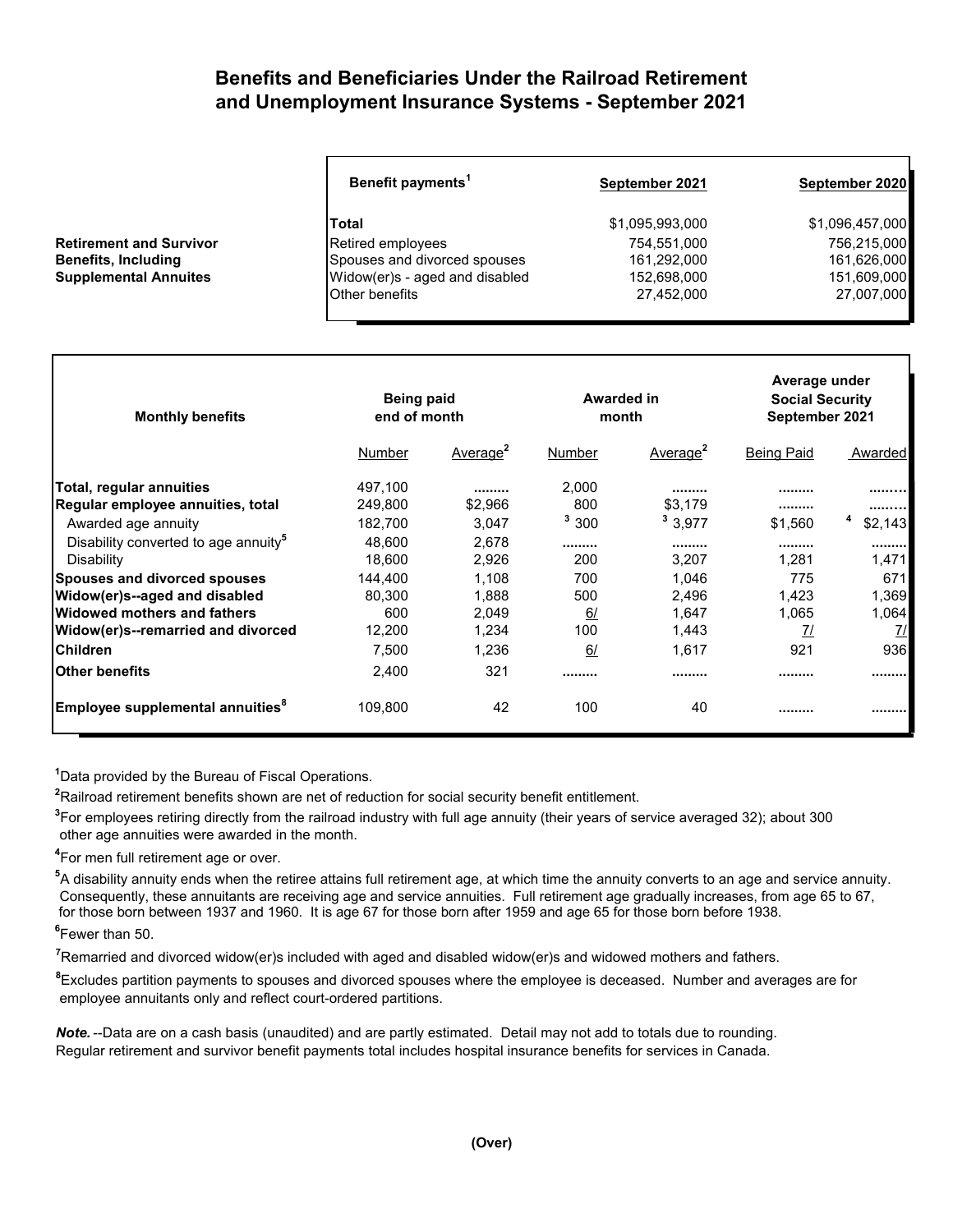# Benefits and Beneficiaries Under the Railroad Retirement and Unemployment Insurance Systems - September 2021

| | Benefit payments[1] | September 2021 | September 2020 |
|---|---|---|---|
| | **Total** | $1,095,993,000 | $1,096,457,000 |
| **Retirement and Survivor Benefits, Including Supplemental Annuites** | Retired employees | 754,551,000 | 756,215,000 |
| | Spouses and divorced spouses | 161,292,000 | 161,626,000 |
| | Widow(er)s - aged and disabled | 152,698,000 | 151,609,000 |
| | Other benefits | 27,452,000 | 27,007,000 |

| Monthly benefits | Being paid end of month | | Awarded in month | | Average under Social Security September 2021 | |
|---|---|---|---|---|---|---|
| | Number | Average[2] | Number | Average[2] | Being Paid | Awarded |
| **Total, regular annuities** | 497,100 | ......... | 2,000 | ......... | ......... | ......... |
| **Regular employee annuities, total** | 249,800 | $2,966 | 800 | $3,179 | ......... | ......... |
| Awarded age annuity | 182,700 | 3,047 | [3] 300 | [3] 3,977 | $1,560 | [4] $2,143 |
| Disability converted to age annuity[5] | 48,600 | 2,678 | ......... | ......... | ......... | ......... |
| Disability | 18,600 | 2,926 | 200 | 3,207 | 1,281 | 1,471 |
| **Spouses and divorced spouses** | 144,400 | 1,108 | 700 | 1,046 | 775 | 671 |
| **Widow(er)s--aged and disabled** | 80,300 | 1,888 | 500 | 2,496 | 1,423 | 1,369 |
| **Widowed mothers and fathers** | 600 | 2,049 | 6/ | 1,647 | 1,065 | 1,064 |
| **Widow(er)s--remarried and divorced** | 12,200 | 1,234 | 100 | 1,443 | 7/ | 7/ |
| **Children** | 7,500 | 1,236 | 6/ | 1,617 | 921 | 936 |
| **Other benefits** | 2,400 | 321 | ......... | ......... | ......... | ......... |
| **Employee supplemental annuities**[8] | 109,800 | 42 | 100 | 40 | ......... | ......... |

[1]Data provided by the Bureau of Fiscal Operations.

[2]Railroad retirement benefits shown are net of reduction for social security benefit entitlement.

[3]For employees retiring directly from the railroad industry with full age annuity (their years of service averaged 32); about 300 other age annuities were awarded in the month.

[4]For men full retirement age or over.

[5]A disability annuity ends when the retiree attains full retirement age, at which time the annuity converts to an age and service annuity. Consequently, these annuitants are receiving age and service annuities. Full retirement age gradually increases, from age 65 to 67, for those born between 1937 and 1960. It is age 67 for those born after 1959 and age 65 for those born before 1938.

[6]Fewer than 50.

[7]Remarried and divorced widow(er)s included with aged and disabled widow(er)s and widowed mothers and fathers.

[8]Excludes partition payments to spouses and divorced spouses where the employee is deceased. Number and averages are for employee annuitants only and reflect court-ordered partitions.

***Note.*** --Data are on a cash basis (unaudited) and are partly estimated. Detail may not add to totals due to rounding. Regular retirement and survivor benefit payments total includes hospital insurance benefits for services in Canada.

**(Over)**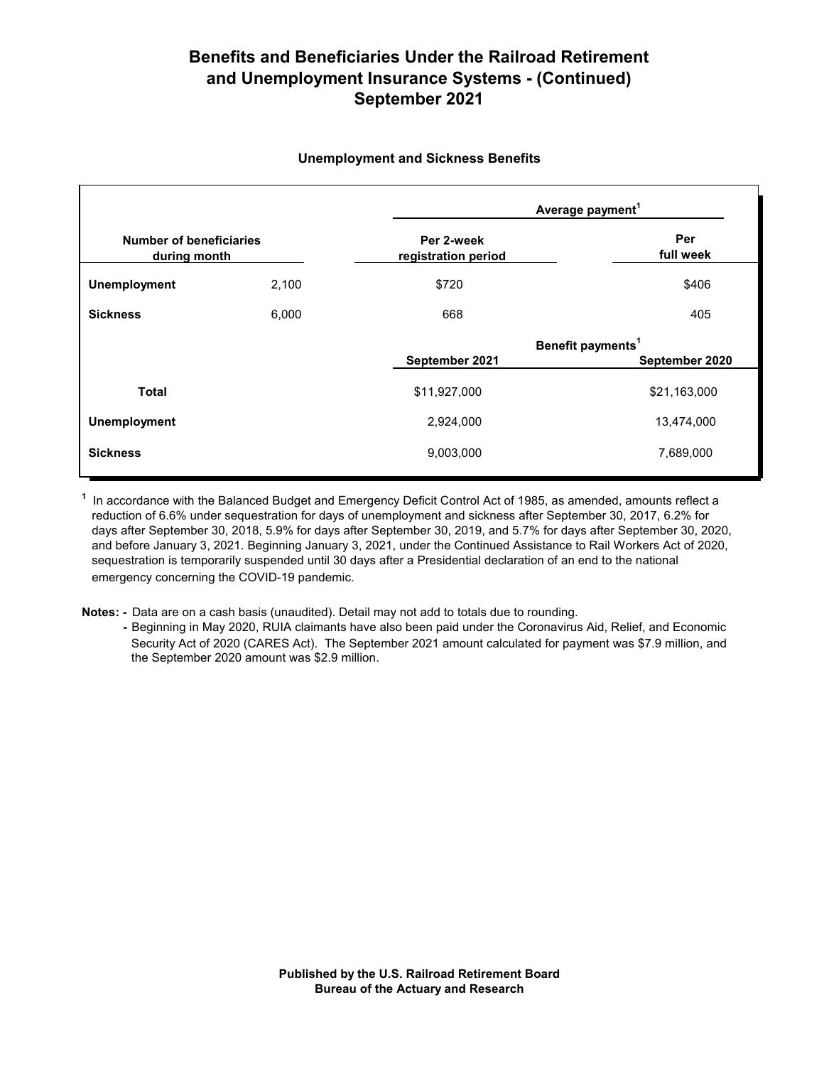# Benefits and Beneficiaries Under the Railroad Retirement and Unemployment Insurance Systems - (Continued) September 2021

### Unemployment and Sickness Benefits

| Number of beneficiaries during month | | Average payment[1] Per 2-week registration period | Per full week |
|---|---|---|---|
| **Unemployment** | 2,100 | $720 | $406 |
| **Sickness** | 6,000 | 668 | 405 |
| | | **Benefit payments[1]** | |
| | | **September 2021** | **September 2020** |
| **Total** | | $11,927,000 | $21,163,000 |
| **Unemployment** | | 2,924,000 | 13,474,000 |
| **Sickness** | | 9,003,000 | 7,689,000 |

[1] In accordance with the Balanced Budget and Emergency Deficit Control Act of 1985, as amended, amounts reflect a reduction of 6.6% under sequestration for days of unemployment and sickness after September 30, 2017, 6.2% for days after September 30, 2018, 5.9% for days after September 30, 2019, and 5.7% for days after September 30, 2020, and before January 3, 2021. Beginning January 3, 2021, under the Continued Assistance to Rail Workers Act of 2020, sequestration is temporarily suspended until 30 days after a Presidential declaration of an end to the national emergency concerning the COVID-19 pandemic.

**Notes:**
- Data are on a cash basis (unaudited). Detail may not add to totals due to rounding.
- Beginning in May 2020, RUIA claimants have also been paid under the Coronavirus Aid, Relief, and Economic Security Act of 2020 (CARES Act). The September 2021 amount calculated for payment was $7.9 million, and the September 2020 amount was $2.9 million.

**Published by the U.S. Railroad Retirement Board**
**Bureau of the Actuary and Research**